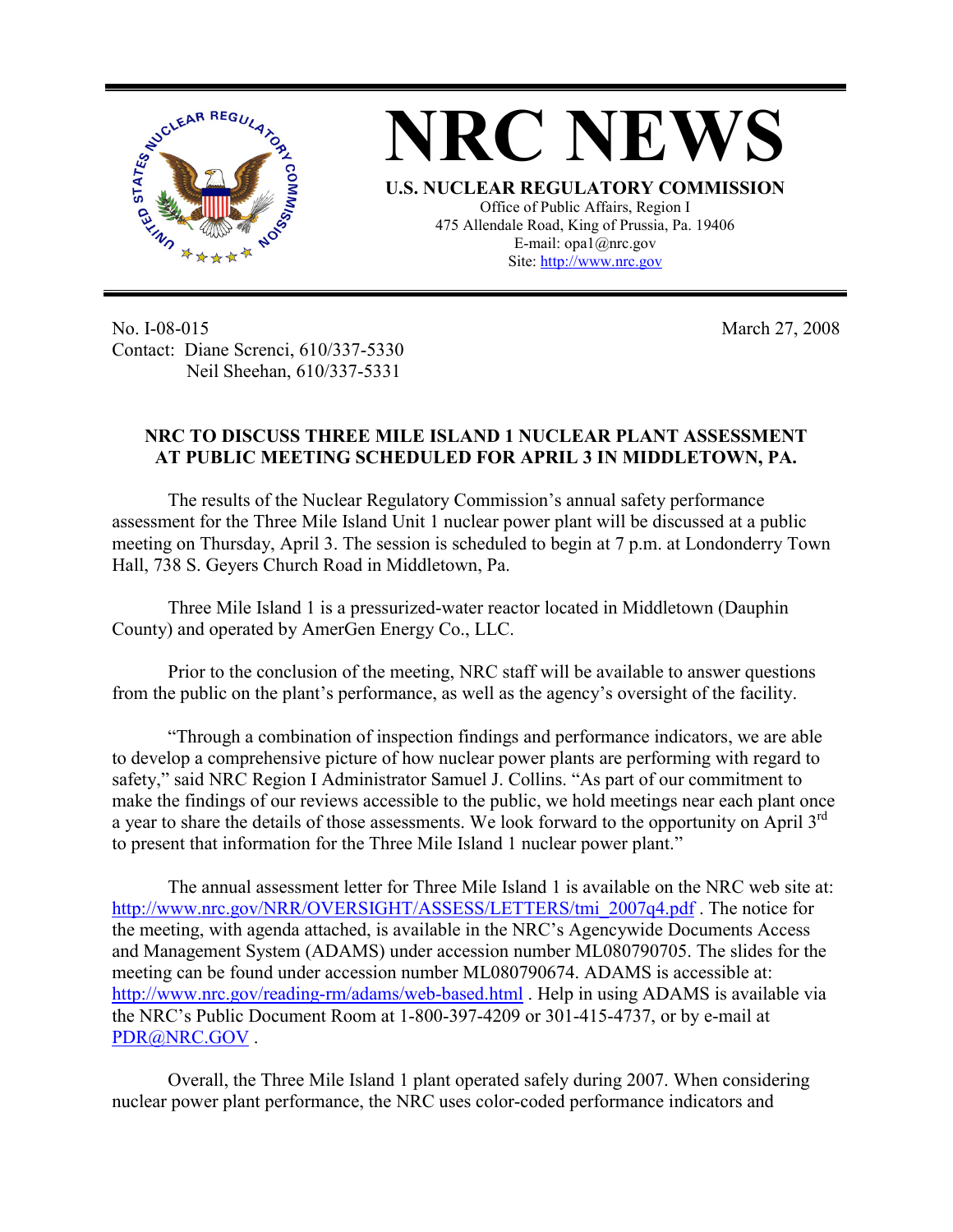# NRC NEWS

**U.S. NUCLEAR REGULATORY COMMISSION**

Office of Public Affairs, Region I
475 Allendale Road, King of Prussia, Pa. 19406
E-mail: opa1@nrc.gov
Site: http://www.nrc.gov

No. I-08-015
Contact: Diane Screnci, 610/337-5330
Neil Sheehan, 610/337-5331

March 27, 2008

**NRC TO DISCUSS THREE MILE ISLAND 1 NUCLEAR PLANT ASSESSMENT AT PUBLIC MEETING SCHEDULED FOR APRIL 3 IN MIDDLETOWN, PA.**

The results of the Nuclear Regulatory Commission's annual safety performance assessment for the Three Mile Island Unit 1 nuclear power plant will be discussed at a public meeting on Thursday, April 3. The session is scheduled to begin at 7 p.m. at Londonderry Town Hall, 738 S. Geyers Church Road in Middletown, Pa.

Three Mile Island 1 is a pressurized-water reactor located in Middletown (Dauphin County) and operated by AmerGen Energy Co., LLC.

Prior to the conclusion of the meeting, NRC staff will be available to answer questions from the public on the plant's performance, as well as the agency's oversight of the facility.

"Through a combination of inspection findings and performance indicators, we are able to develop a comprehensive picture of how nuclear power plants are performing with regard to safety," said NRC Region I Administrator Samuel J. Collins. "As part of our commitment to make the findings of our reviews accessible to the public, we hold meetings near each plant once a year to share the details of those assessments. We look forward to the opportunity on April 3rd to present that information for the Three Mile Island 1 nuclear power plant."

The annual assessment letter for Three Mile Island 1 is available on the NRC web site at: http://www.nrc.gov/NRR/OVERSIGHT/ASSESS/LETTERS/tmi_2007q4.pdf . The notice for the meeting, with agenda attached, is available in the NRC's Agencywide Documents Access and Management System (ADAMS) under accession number ML080790705. The slides for the meeting can be found under accession number ML080790674. ADAMS is accessible at: http://www.nrc.gov/reading-rm/adams/web-based.html . Help in using ADAMS is available via the NRC's Public Document Room at 1-800-397-4209 or 301-415-4737, or by e-mail at PDR@NRC.GOV .

Overall, the Three Mile Island 1 plant operated safely during 2007. When considering nuclear power plant performance, the NRC uses color-coded performance indicators and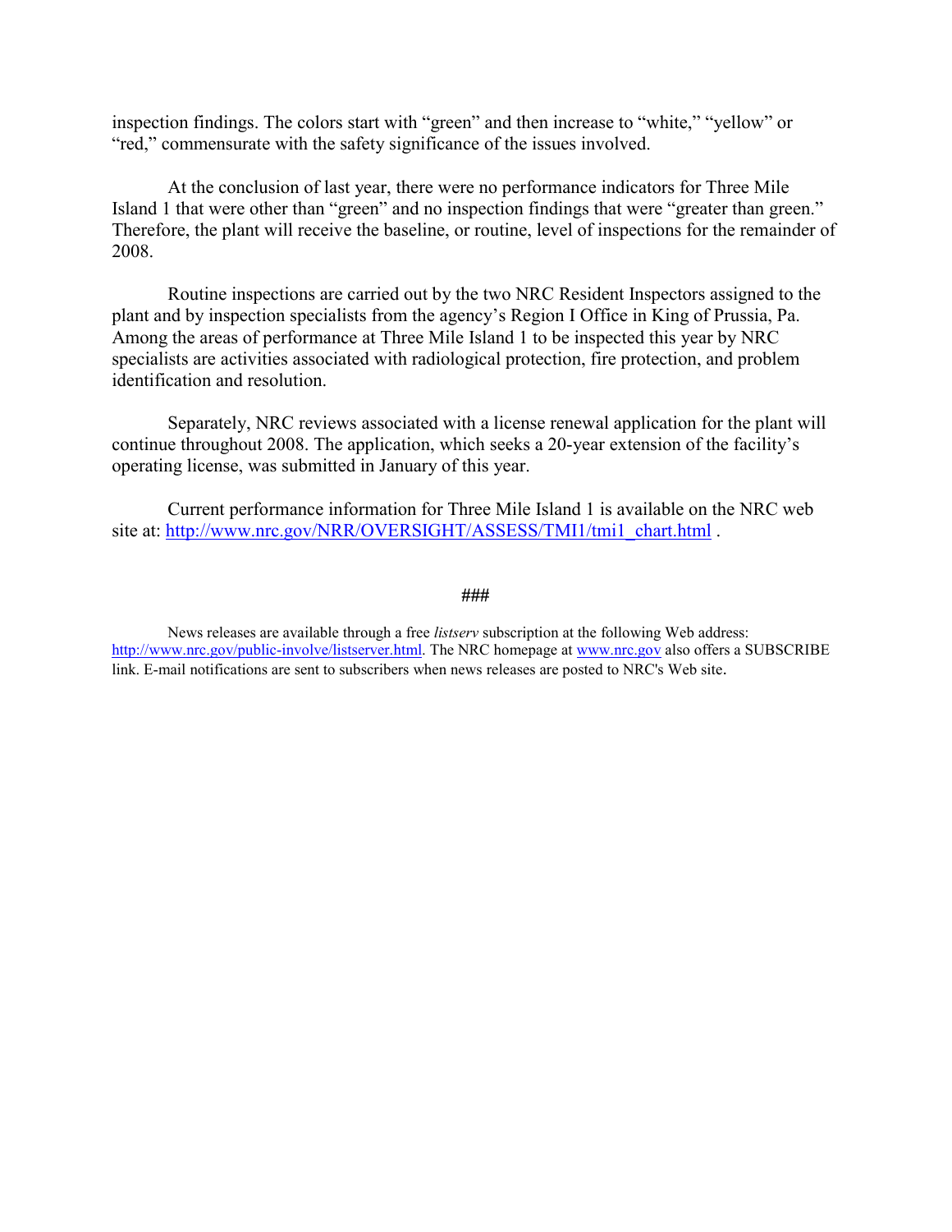inspection findings. The colors start with "green" and then increase to "white," "yellow" or "red," commensurate with the safety significance of the issues involved.

At the conclusion of last year, there were no performance indicators for Three Mile Island 1 that were other than "green" and no inspection findings that were "greater than green." Therefore, the plant will receive the baseline, or routine, level of inspections for the remainder of 2008.

Routine inspections are carried out by the two NRC Resident Inspectors assigned to the plant and by inspection specialists from the agency's Region I Office in King of Prussia, Pa. Among the areas of performance at Three Mile Island 1 to be inspected this year by NRC specialists are activities associated with radiological protection, fire protection, and problem identification and resolution.

Separately, NRC reviews associated with a license renewal application for the plant will continue throughout 2008. The application, which seeks a 20-year extension of the facility's operating license, was submitted in January of this year.

Current performance information for Three Mile Island 1 is available on the NRC web site at: http://www.nrc.gov/NRR/OVERSIGHT/ASSESS/TMI1/tmi1_chart.html .

###

News releases are available through a free *listserv* subscription at the following Web address: http://www.nrc.gov/public-involve/listserver.html. The NRC homepage at www.nrc.gov also offers a SUBSCRIBE link. E-mail notifications are sent to subscribers when news releases are posted to NRC's Web site.